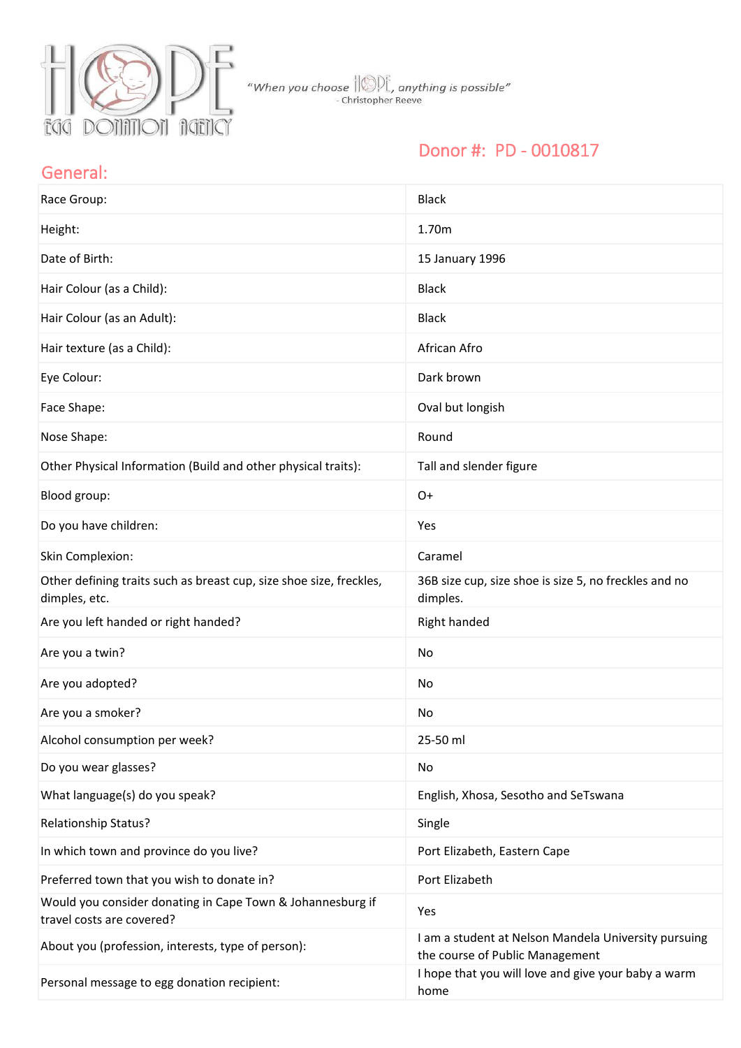HOPE EGG DONATION AGENCY

*"When you choose HOPE, anything is possible"*
- Christopher Reeve

## Donor #: PD - 0010817

## General:

| | |
|---|---|
| Race Group: | Black |
| Height: | 1.70m |
| Date of Birth: | 15 January 1996 |
| Hair Colour (as a Child): | Black |
| Hair Colour (as an Adult): | Black |
| Hair texture (as a Child): | African Afro |
| Eye Colour: | Dark brown |
| Face Shape: | Oval but longish |
| Nose Shape: | Round |
| Other Physical Information (Build and other physical traits): | Tall and slender figure |
| Blood group: | O+ |
| Do you have children: | Yes |
| Skin Complexion: | Caramel |
| Other defining traits such as breast cup, size shoe size, freckles, dimples, etc. | 36B size cup, size shoe is size 5, no freckles and no dimples. |
| Are you left handed or right handed? | Right handed |
| Are you a twin? | No |
| Are you adopted? | No |
| Are you a smoker? | No |
| Alcohol consumption per week? | 25-50 ml |
| Do you wear glasses? | No |
| What language(s) do you speak? | English, Xhosa, Sesotho and SeTswana |
| Relationship Status? | Single |
| In which town and province do you live? | Port Elizabeth, Eastern Cape |
| Preferred town that you wish to donate in? | Port Elizabeth |
| Would you consider donating in Cape Town & Johannesburg if travel costs are covered? | Yes |
| About you (profession, interests, type of person): | I am a student at Nelson Mandela University pursuing the course of Public Management |
| Personal message to egg donation recipient: | I hope that you will love and give your baby a warm home |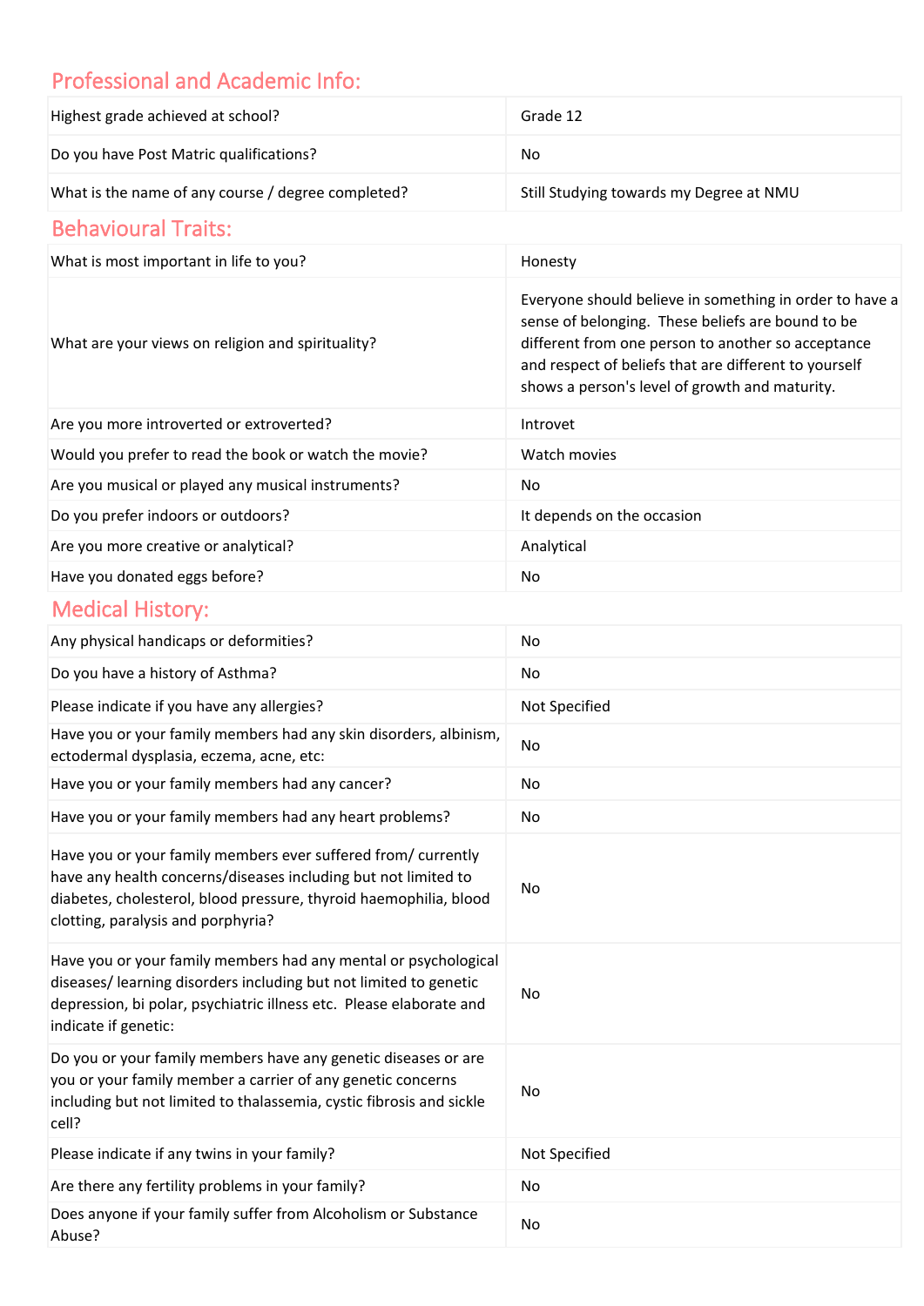## Professional and Academic Info:

| | |
|---|---|
| Highest grade achieved at school? | Grade 12 |
| Do you have Post Matric qualifications? | No |
| What is the name of any course / degree completed? | Still Studying towards my Degree at NMU |

## Behavioural Traits:

| | |
|---|---|
| What is most important in life to you? | Honesty |
| What are your views on religion and spirituality? | Everyone should believe in something in order to have a sense of belonging. These beliefs are bound to be different from one person to another so acceptance and respect of beliefs that are different to yourself shows a person's level of growth and maturity. |
| Are you more introverted or extroverted? | Introvet |
| Would you prefer to read the book or watch the movie? | Watch movies |
| Are you musical or played any musical instruments? | No |
| Do you prefer indoors or outdoors? | It depends on the occasion |
| Are you more creative or analytical? | Analytical |
| Have you donated eggs before? | No |

## Medical History:

| | |
|---|---|
| Any physical handicaps or deformities? | No |
| Do you have a history of Asthma? | No |
| Please indicate if you have any allergies? | Not Specified |
| Have you or your family members had any skin disorders, albinism, ectodermal dysplasia, eczema, acne, etc: | No |
| Have you or your family members had any cancer? | No |
| Have you or your family members had any heart problems? | No |
| Have you or your family members ever suffered from/ currently have any health concerns/diseases including but not limited to diabetes, cholesterol, blood pressure, thyroid haemophilia, blood clotting, paralysis and porphyria? | No |
| Have you or your family members had any mental or psychological diseases/ learning disorders including but not limited to genetic depression, bi polar, psychiatric illness etc. Please elaborate and indicate if genetic: | No |
| Do you or your family members have any genetic diseases or are you or your family member a carrier of any genetic concerns including but not limited to thalassemia, cystic fibrosis and sickle cell? | No |
| Please indicate if any twins in your family? | Not Specified |
| Are there any fertility problems in your family? | No |
| Does anyone if your family suffer from Alcoholism or Substance Abuse? | No |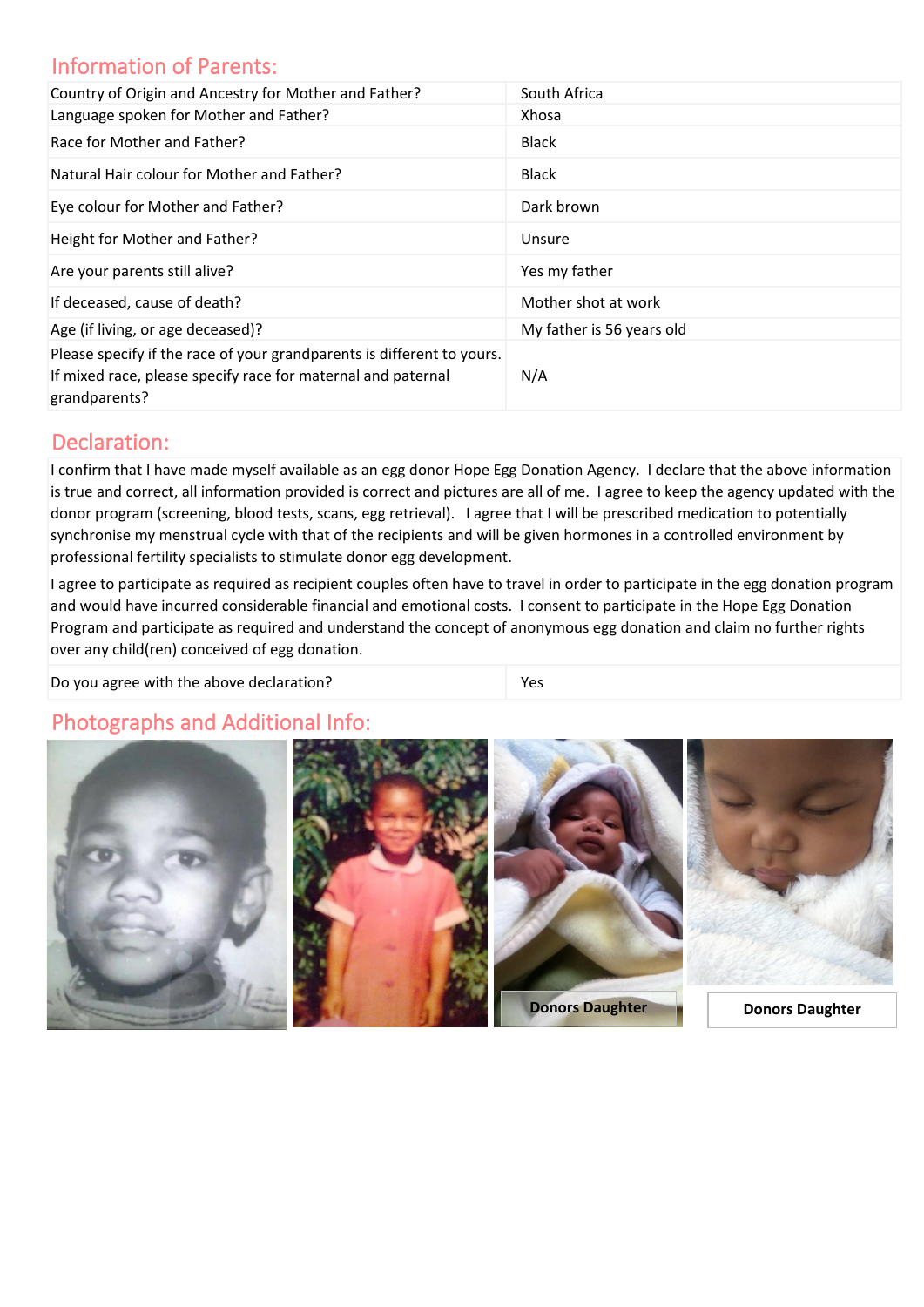## Information of Parents:

| | |
|---|---|
| Country of Origin and Ancestry for Mother and Father? | South Africa |
| Language spoken for Mother and Father? | Xhosa |
| Race for Mother and Father? | Black |
| Natural Hair colour for Mother and Father? | Black |
| Eye colour for Mother and Father? | Dark brown |
| Height for Mother and Father? | Unsure |
| Are your parents still alive? | Yes my father |
| If deceased, cause of death? | Mother shot at work |
| Age (if living, or age deceased)? | My father is 56 years old |
| Please specify if the race of your grandparents is different to yours. If mixed race, please specify race for maternal and paternal grandparents? | N/A |

## Declaration:

I confirm that I have made myself available as an egg donor Hope Egg Donation Agency. I declare that the above information is true and correct, all information provided is correct and pictures are all of me. I agree to keep the agency updated with the donor program (screening, blood tests, scans, egg retrieval). I agree that I will be prescribed medication to potentially synchronise my menstrual cycle with that of the recipients and will be given hormones in a controlled environment by professional fertility specialists to stimulate donor egg development.

I agree to participate as required as recipient couples often have to travel in order to participate in the egg donation program and would have incurred considerable financial and emotional costs. I consent to participate in the Hope Egg Donation Program and participate as required and understand the concept of anonymous egg donation and claim no further rights over any child(ren) conceived of egg donation.

| | |
|---|---|
| Do you agree with the above declaration? | Yes |

## Photographs and Additional Info:

Donors Daughter

Donors Daughter